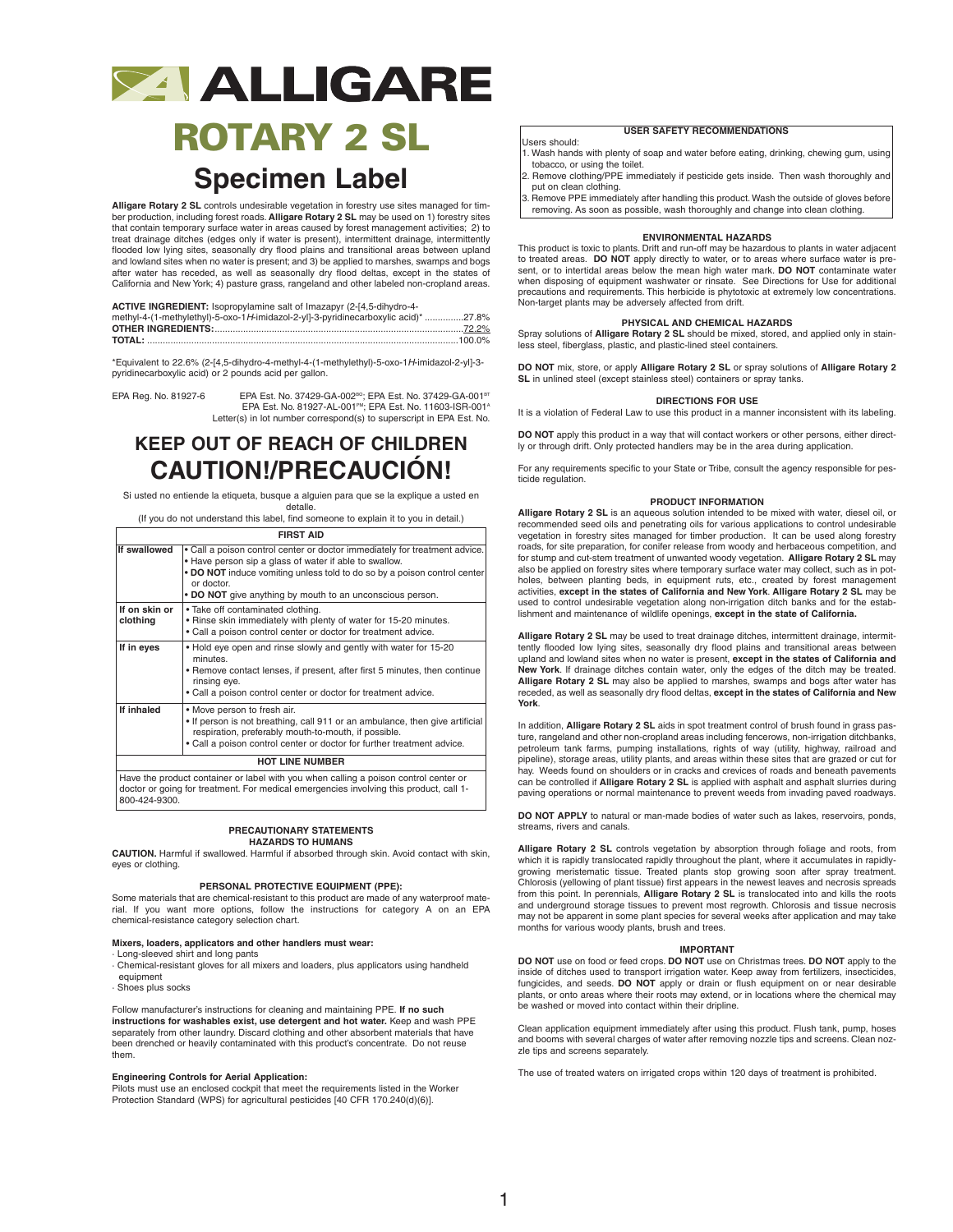# ALLIGARE

# ROTARY 2 SL

## Specimen Label

**Alligare Rotary 2 SL** controls undesirable vegetation in forestry use sites managed for timber production, including forest roads. **Alligare Rotary 2 SL** may be used on 1) forestry sites that contain temporary surface water in areas caused by forest management activities; 2) to treat drainage ditches (edges only if water is present), intermittent drainage, intermittently flooded low lying sites, seasonally dry flood plains and transitional areas between upland and lowland sites when no water is present; and 3) be applied to marshes, swamps and bogs after water has receded, as well as seasonally dry flood deltas, except in the states of California and New York; 4) pasture grass, rangeland and other labeled non-cropland areas.

**ACTIVE INGREDIENT:** Isopropylamine salt of Imazapyr (2-[4,5-dihydro-4-methyl-4-(1-methylethyl)-5-oxo-1*H*-imidazol-2-yl]-3-pyridinecarboxylic acid)* ...............27.8%
**OTHER INGREDIENTS:**...............................................................72.2%
**TOTAL:** ...............................................................100.0%

*Equivalent to 22.6% (2-[4,5-dihydro-4-methyl-4-(1-methylethyl)-5-oxo-1*H*-imidazol-2-yl]-3-pyridinecarboxylic acid) or 2 pounds acid per gallon.

EPA Reg. No. 81927-6 — EPA Est. No. 37429-GA-002[RO]; EPA Est. No. 37429-GA-001[BT]
EPA Est. No. 81927-AL-001[PM]; EPA Est. No. 11603-ISR-001[A]
Letter(s) in lot number correspond(s) to superscript in EPA Est. No.

## KEEP OUT OF REACH OF CHILDREN

## CAUTION!/PRECAUCIÓN!

Si usted no entiende la etiqueta, busque a alguien para que se la explique a usted en detalle.
(If you do not understand this label, find someone to explain it to you in detail.)

| FIRST AID | |
|---|---|
| **If swallowed** | • Call a poison control center or doctor immediately for treatment advice.<br>• Have person sip a glass of water if able to swallow.<br>• **DO NOT** induce vomiting unless told to do so by a poison control center or doctor.<br>• **DO NOT** give anything by mouth to an unconscious person. |
| **If on skin or clothing** | • Take off contaminated clothing.<br>• Rinse skin immediately with plenty of water for 15-20 minutes.<br>• Call a poison control center or doctor for treatment advice. |
| **If in eyes** | • Hold eye open and rinse slowly and gently with water for 15-20 minutes.<br>• Remove contact lenses, if present, after first 5 minutes, then continue rinsing eye.<br>• Call a poison control center or doctor for treatment advice. |
| **If inhaled** | • Move person to fresh air.<br>• If person is not breathing, call 911 or an ambulance, then give artificial respiration, preferably mouth-to-mouth, if possible.<br>• Call a poison control center or doctor for further treatment advice. |
| **HOT LINE NUMBER** | |
| Have the product container or label with you when calling a poison control center or doctor or going for treatment. For medical emergencies involving this product, call 1-800-424-9300. | |

### PRECAUTIONARY STATEMENTS

#### HAZARDS TO HUMANS

**CAUTION.** Harmful if swallowed. Harmful if absorbed through skin. Avoid contact with skin, eyes or clothing.

#### PERSONAL PROTECTIVE EQUIPMENT (PPE):

Some materials that are chemical-resistant to this product are made of any waterproof material. If you want more options, follow the instructions for category A on an EPA chemical-resistance category selection chart.

**Mixers, loaders, applicators and other handlers must wear:**

- Long-sleeved shirt and long pants
- Chemical-resistant gloves for all mixers and loaders, plus applicators using handheld equipment
- Shoes plus socks

Follow manufacturer's instructions for cleaning and maintaining PPE. **If no such instructions for washables exist, use detergent and hot water.** Keep and wash PPE separately from other laundry. Discard clothing and other absorbent materials that have been drenched or heavily contaminated with this product's concentrate. Do not reuse them.

**Engineering Controls for Aerial Application:**
Pilots must use an enclosed cockpit that meet the requirements listed in the Worker Protection Standard (WPS) for agricultural pesticides [40 CFR 170.240(d)(6)].

#### USER SAFETY RECOMMENDATIONS

Users should:

1. Wash hands with plenty of soap and water before eating, drinking, chewing gum, using tobacco, or using the toilet.
2. Remove clothing/PPE immediately if pesticide gets inside. Then wash thoroughly and put on clean clothing.
3. Remove PPE immediately after handling this product. Wash the outside of gloves before removing. As soon as possible, wash thoroughly and change into clean clothing.

#### ENVIRONMENTAL HAZARDS

This product is toxic to plants. Drift and run-off may be hazardous to plants in water adjacent to treated areas. **DO NOT** apply directly to water, or to areas where surface water is present, or to intertidal areas below the mean high water mark. **DO NOT** contaminate water when disposing of equipment washwater or rinsate. See Directions for Use for additional precautions and requirements. This herbicide is phytotoxic at extremely low concentrations. Non-target plants may be adversely affected from drift.

#### PHYSICAL AND CHEMICAL HAZARDS

Spray solutions of **Alligare Rotary 2 SL** should be mixed, stored, and applied only in stainless steel, fiberglass, plastic, and plastic-lined steel containers.

**DO NOT** mix, store, or apply **Alligare Rotary 2 SL** or spray solutions of **Alligare Rotary 2 SL** in unlined steel (except stainless steel) containers or spray tanks.

### DIRECTIONS FOR USE

It is a violation of Federal Law to use this product in a manner inconsistent with its labeling.

**DO NOT** apply this product in a way that will contact workers or other persons, either directly or through drift. Only protected handlers may be in the area during application.

For any requirements specific to your State or Tribe, consult the agency responsible for pesticide regulation.

#### PRODUCT INFORMATION

**Alligare Rotary 2 SL** is an aqueous solution intended to be mixed with water, diesel oil, or recommended seed oils and penetrating oils for various applications to control undesirable vegetation in forestry sites managed for timber production. It can be used along forestry roads, for site preparation, for conifer release from woody and herbaceous competition, and for stump and cut-stem treatment of unwanted woody vegetation. **Alligare Rotary 2 SL** may also be applied on forestry sites where temporary surface water may collect, such as in potholes, between planting beds, in equipment ruts, etc., created by forest management activities, **except in the states of California and New York**. **Alligare Rotary 2 SL** may be used to control undesirable vegetation along non-irrigation ditch banks and for the establishment and maintenance of wildlife openings, **except in the state of California.**

**Alligare Rotary 2 SL** may be used to treat drainage ditches, intermittent drainage, intermittently flooded low lying sites, seasonally dry flood plains and transitional areas between upland and lowland sites when no water is present, **except in the states of California and New York**. If drainage ditches contain water, only the edges of the ditch may be treated. **Alligare Rotary 2 SL** may also be applied to marshes, swamps and bogs after water has receded, as well as seasonally dry flood deltas, **except in the states of California and New York**.

In addition, **Alligare Rotary 2 SL** aids in spot treatment control of brush found in grass pasture, rangeland and other non-cropland areas including fencerows, non-irrigation ditchbanks, petroleum tank farms, pumping installations, rights of way (utility, highway, railroad and pipeline), storage areas, utility plants, and areas within these sites that are grazed or cut for hay. Weeds found on shoulders or in cracks and crevices of roads and beneath pavements can be controlled if **Alligare Rotary 2 SL** is applied with asphalt and asphalt slurries during paving operations or normal maintenance to prevent weeds from invading paved roadways.

**DO NOT APPLY** to natural or man-made bodies of water such as lakes, reservoirs, ponds, streams, rivers and canals.

**Alligare Rotary 2 SL** controls vegetation by absorption through foliage and roots, from which it is rapidly translocated rapidly throughout the plant, where it accumulates in rapidly-growing meristematic tissue. Treated plants stop growing soon after spray treatment. Chlorosis (yellowing of plant tissue) first appears in the newest leaves and necrosis spreads from this point. In perennials, **Alligare Rotary 2 SL** is translocated into and kills the roots and underground storage tissues to prevent most regrowth. Chlorosis and tissue necrosis may not be apparent in some plant species for several weeks after application and may take months for various woody plants, brush and trees.

#### IMPORTANT

**DO NOT** use on food or feed crops. **DO NOT** use on Christmas trees. **DO NOT** apply to the inside of ditches used to transport irrigation water. Keep away from fertilizers, insecticides, fungicides, and seeds. **DO NOT** apply or drain or flush equipment on or near desirable plants, or onto areas where their roots may extend, or in locations where the chemical may be washed or moved into contact within their dripline.

Clean application equipment immediately after using this product. Flush tank, pump, hoses and booms with several charges of water after removing nozzle tips and screens. Clean nozzle tips and screens separately.

The use of treated waters on irrigated crops within 120 days of treatment is prohibited.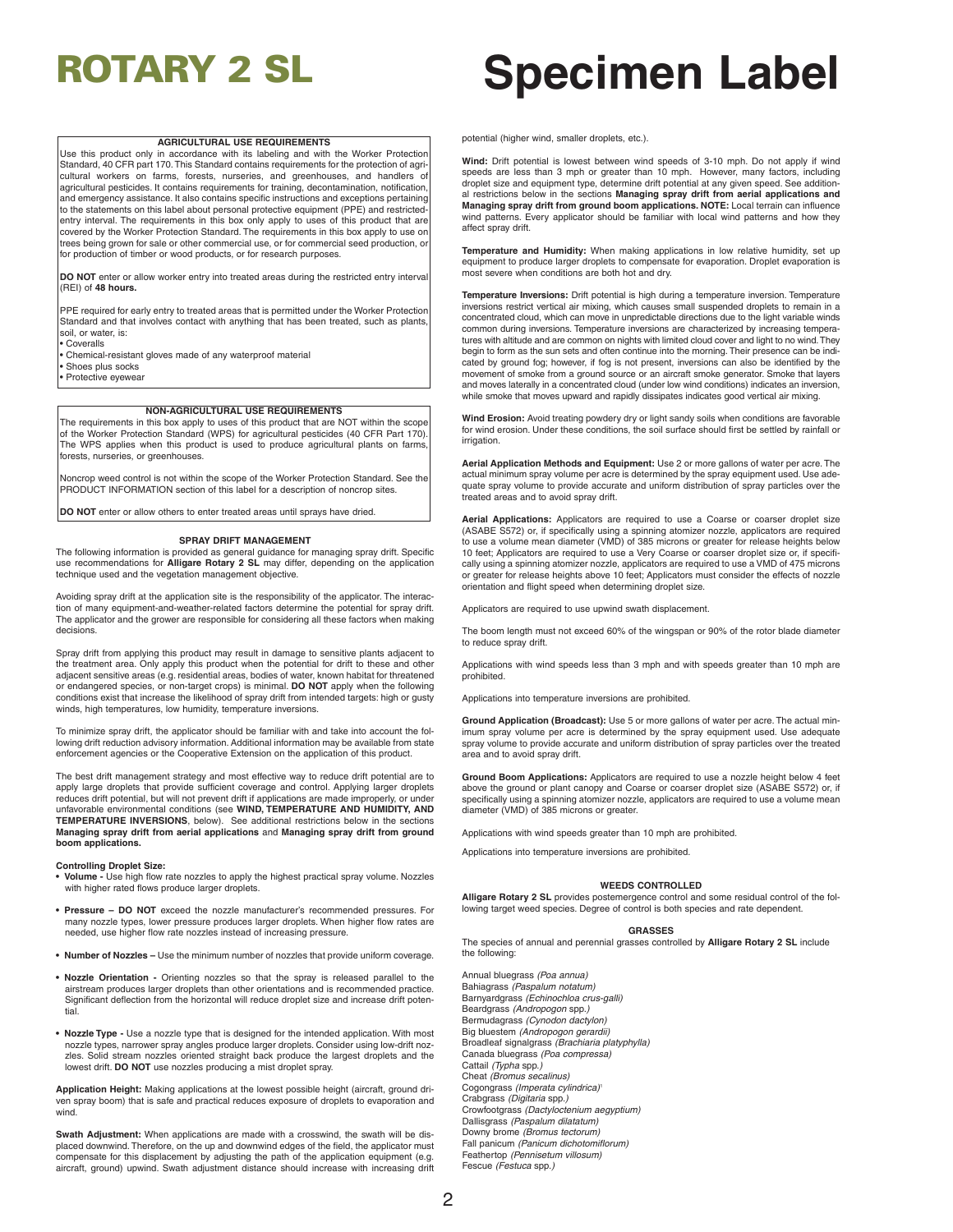# ROTARY 2 SL Specimen Label

**AGRICULTURAL USE REQUIREMENTS**

Use this product only in accordance with its labeling and with the Worker Protection Standard, 40 CFR part 170. This Standard contains requirements for the protection of agricultural workers on farms, forests, nurseries, and greenhouses, and handlers of agricultural pesticides. It contains requirements for training, decontamination, notification, and emergency assistance. It also contains specific instructions and exceptions pertaining to the statements on this label about personal protective equipment (PPE) and restricted-entry interval. The requirements in this box only apply to uses of this product that are covered by the Worker Protection Standard. The requirements in this box apply to use on trees being grown for sale or other commercial use, or for commercial seed production, or for production of timber or wood products, or for research purposes.

**DO NOT** enter or allow worker entry into treated areas during the restricted entry interval (REI) of **48 hours.**

PPE required for early entry to treated areas that is permitted under the Worker Protection Standard and that involves contact with anything that has been treated, such as plants, soil, or water, is:

- Coveralls
- Chemical-resistant gloves made of any waterproof material
- Shoes plus socks
- Protective eyewear

**NON-AGRICULTURAL USE REQUIREMENTS**

The requirements in this box apply to uses of this product that are NOT within the scope of the Worker Protection Standard (WPS) for agricultural pesticides (40 CFR Part 170). The WPS applies when this product is used to produce agricultural plants on farms, forests, nurseries, or greenhouses.

Noncrop weed control is not within the scope of the Worker Protection Standard. See the PRODUCT INFORMATION section of this label for a description of noncrop sites.

**DO NOT** enter or allow others to enter treated areas until sprays have dried.

## SPRAY DRIFT MANAGEMENT

The following information is provided as general guidance for managing spray drift. Specific use recommendations for **Alligare Rotary 2 SL** may differ, depending on the application technique used and the vegetation management objective.

Avoiding spray drift at the application site is the responsibility of the applicator. The interaction of many equipment-and-weather-related factors determine the potential for spray drift. The applicator and the grower are responsible for considering all these factors when making decisions.

Spray drift from applying this product may result in damage to sensitive plants adjacent to the treatment area. Only apply this product when the potential for drift to these and other adjacent sensitive areas (e.g. residential areas, bodies of water, known habitat for threatened or endangered species, or non-target crops) is minimal. **DO NOT** apply when the following conditions exist that increase the likelihood of spray drift from intended targets: high or gusty winds, high temperatures, low humidity, temperature inversions.

To minimize spray drift, the applicator should be familiar with and take into account the following drift reduction advisory information. Additional information may be available from state enforcement agencies or the Cooperative Extension on the application of this product.

The best drift management strategy and most effective way to reduce drift potential are to apply large droplets that provide sufficient coverage and control. Applying larger droplets reduces drift potential, but will not prevent drift if applications are made improperly, or under unfavorable environmental conditions (see **WIND, TEMPERATURE AND HUMIDITY, AND TEMPERATURE INVERSIONS**, below). See additional restrictions below in the sections **Managing spray drift from aerial applications** and **Managing spray drift from ground boom applications.**

**Controlling Droplet Size:**

- **Volume -** Use high flow rate nozzles to apply the highest practical spray volume. Nozzles with higher rated flows produce larger droplets.
- **Pressure – DO NOT** exceed the nozzle manufacturer's recommended pressures. For many nozzle types, lower pressure produces larger droplets. When higher flow rates are needed, use higher flow rate nozzles instead of increasing pressure.
- **Number of Nozzles –** Use the minimum number of nozzles that provide uniform coverage.
- **Nozzle Orientation -** Orienting nozzles so that the spray is released parallel to the airstream produces larger droplets than other orientations and is recommended practice. Significant deflection from the horizontal will reduce droplet size and increase drift potential.
- **Nozzle Type -** Use a nozzle type that is designed for the intended application. With most nozzle types, narrower spray angles produce larger droplets. Consider using low-drift nozzles. Solid stream nozzles oriented straight back produce the largest droplets and the lowest drift. **DO NOT** use nozzles producing a mist droplet spray.

**Application Height:** Making applications at the lowest possible height (aircraft, ground driven spray boom) that is safe and practical reduces exposure of droplets to evaporation and wind.

**Swath Adjustment:** When applications are made with a crosswind, the swath will be displaced downwind. Therefore, on the up and downwind edges of the field, the applicator must compensate for this displacement by adjusting the path of the application equipment (e.g. aircraft, ground) upwind. Swath adjustment distance should increase with increasing drift potential (higher wind, smaller droplets, etc.).

**Wind:** Drift potential is lowest between wind speeds of 3-10 mph. Do not apply if wind speeds are less than 3 mph or greater than 10 mph. However, many factors, including droplet size and equipment type, determine drift potential at any given speed. See additional restrictions below in the sections **Managing spray drift from aerial applications and Managing spray drift from ground boom applications. NOTE:** Local terrain can influence wind patterns. Every applicator should be familiar with local wind patterns and how they affect spray drift.

**Temperature and Humidity:** When making applications in low relative humidity, set up equipment to produce larger droplets to compensate for evaporation. Droplet evaporation is most severe when conditions are both hot and dry.

**Temperature Inversions:** Drift potential is high during a temperature inversion. Temperature inversions restrict vertical air mixing, which causes small suspended droplets to remain in a concentrated cloud, which can move in unpredictable directions due to the light variable winds common during inversions. Temperature inversions are characterized by increasing temperatures with altitude and are common on nights with limited cloud cover and light to no wind. They begin to form as the sun sets and often continue into the morning. Their presence can be indicated by ground fog; however, if fog is not present, inversions can also be identified by the movement of smoke from a ground source or an aircraft smoke generator. Smoke that layers and moves laterally in a concentrated cloud (under low wind conditions) indicates an inversion, while smoke that moves upward and rapidly dissipates indicates good vertical air mixing.

**Wind Erosion:** Avoid treating powdery dry or light sandy soils when conditions are favorable for wind erosion. Under these conditions, the soil surface should first be settled by rainfall or irrigation.

**Aerial Application Methods and Equipment:** Use 2 or more gallons of water per acre. The actual minimum spray volume per acre is determined by the spray equipment used. Use adequate spray volume to provide accurate and uniform distribution of spray particles over the treated areas and to avoid spray drift.

**Aerial Applications:** Applicators are required to use a Coarse or coarser droplet size (ASABE S572) or, if specifically using a spinning atomizer nozzle, applicators are required to use a volume mean diameter (VMD) of 385 microns or greater for release heights below 10 feet; Applicators are required to use a Very Coarse or coarser droplet size or, if specifically using a spinning atomizer nozzle, applicators are required to use a VMD of 475 microns or greater for release heights above 10 feet; Applicators must consider the effects of nozzle orientation and flight speed when determining droplet size.

Applicators are required to use upwind swath displacement.

The boom length must not exceed 60% of the wingspan or 90% of the rotor blade diameter to reduce spray drift.

Applications with wind speeds less than 3 mph and with speeds greater than 10 mph are prohibited.

Applications into temperature inversions are prohibited.

**Ground Application (Broadcast):** Use 5 or more gallons of water per acre. The actual minimum spray volume per acre is determined by the spray equipment used. Use adequate spray volume to provide accurate and uniform distribution of spray particles over the treated area and to avoid spray drift.

**Ground Boom Applications:** Applicators are required to use a nozzle height below 4 feet above the ground or plant canopy and Coarse or coarser droplet size (ASABE S572) or, if specifically using a spinning atomizer nozzle, applicators are required to use a volume mean diameter (VMD) of 385 microns or greater.

Applications with wind speeds greater than 10 mph are prohibited.

Applications into temperature inversions are prohibited.

## WEEDS CONTROLLED

**Alligare Rotary 2 SL** provides postemergence control and some residual control of the following target weed species. Degree of control is both species and rate dependent.

### GRASSES

The species of annual and perennial grasses controlled by **Alligare Rotary 2 SL** include the following:

Annual bluegrass *(Poa annua)*
Bahiagrass *(Paspalum notatum)*
Barnyardgrass *(Echinochloa crus-galli)*
Beardgrass *(Andropogon spp.)*
Bermudagrass *(Cynodon dactylon)*
Big bluestem *(Andropogon gerardii)*
Broadleaf signalgrass *(Brachiaria platyphylla)*
Canada bluegrass *(Poa compressa)*
Cattail *(Typha spp.)*
Cheat *(Bromus secalinus)*
Cogongrass *(Imperata cylindrica)*[1]
Crabgrass *(Digitaria spp.)*
Crowfootgrass *(Dactyloctenium aegyptium)*
Dallisgrass *(Paspalum dilatatum)*
Downy brome *(Bromus tectorum)*
Fall panicum *(Panicum dichotomiflorum)*
Feathertop *(Pennisetum villosum)*
Fescue *(Festuca spp.)*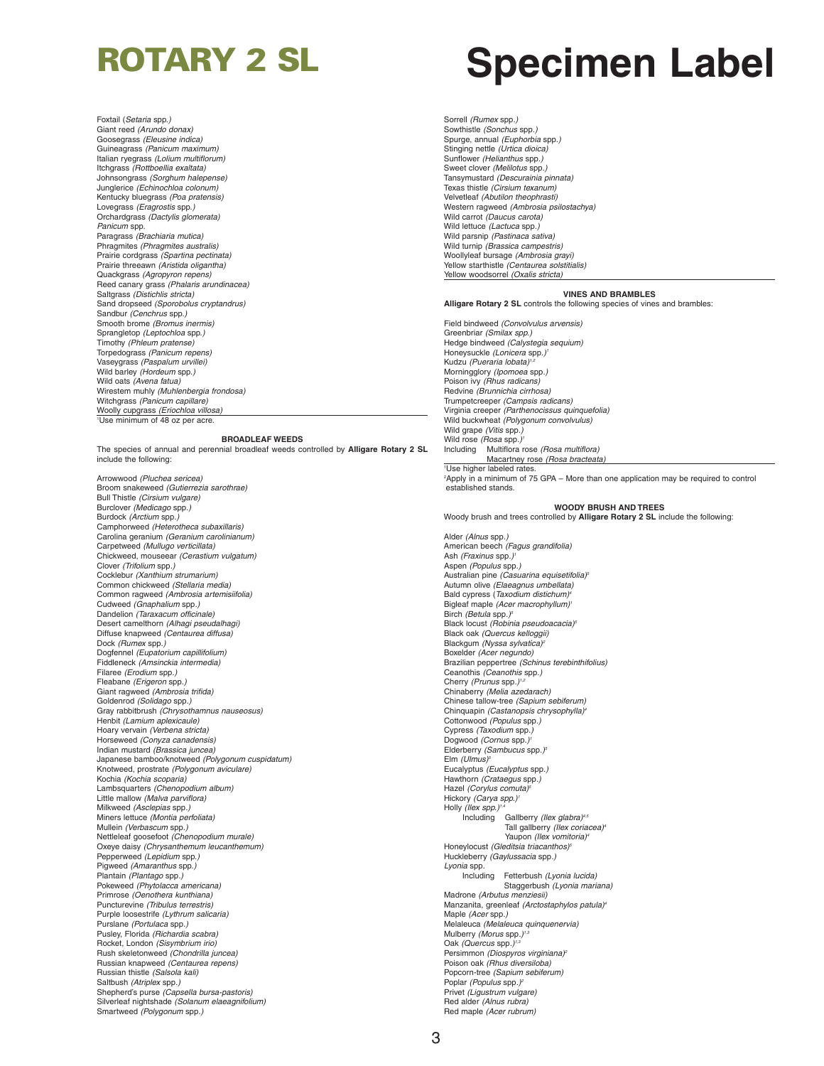Foxtail (*Setaria* spp.)
Giant reed (*Arundo donax*)
Goosegrass (*Eleusine indica*)
Guineagrass (*Panicum maximum*)
Italian ryegrass (*Lolium multiflorum*)
Itchgrass (*Rottboellia exaltata*)
Johnsongrass (*Sorghum halepense*)
Junglerice (*Echinochloa colonum*)
Kentucky bluegrass (*Poa pratensis*)
Lovegrass (*Eragrostis* spp.)
Orchardgrass (*Dactylis glomerata*)
*Panicum* spp.
Paragrass (*Brachiaria mutica*)
Phragmites (*Phragmites australis*)
Prairie cordgrass (*Spartina pectinata*)
Prairie threeawn (*Aristida oligantha*)
Quackgrass (*Agropyron repens*)
Reed canary grass (*Phalaris arundinacea*)
Saltgrass (*Distichlis stricta*)
Sand dropseed (*Sporobolus cryptandrus*)
Sandbur (*Cenchrus* spp.)
Smooth brome (*Bromus inermis*)
Sprangletop (*Leptochloa* spp.)
Timothy (*Phleum pratense*)
Torpedograss (*Panicum repens*)
Vaseygrass (*Paspalum urvillei*)
Wild barley (*Hordeum* spp.)
Wild oats (*Avena fatua*)
Wirestem muhly (*Muhlenbergia frondosa*)
Witchgrass (*Panicum capillare*)
Woolly cupgrass (*Eriochloa villosa*)

[1]Use minimum of 48 oz per acre.

### BROADLEAF WEEDS

The species of annual and perennial broadleaf weeds controlled by **Alligare Rotary 2 SL** include the following:

Arrowwood (*Pluchea sericea*)
Broom snakeweed (*Gutierrezia sarothrae*)
Bull Thistle (*Cirsium vulgare*)
Burclover (*Medicago* spp.)
Burdock (*Arctium* spp.)
Camphorweed (*Heterotheca subaxillaris*)
Carolina geranium (*Geranium carolinianum*)
Carpetweed (*Mullugo verticillata*)
Chickweed, mouseear (*Cerastium vulgatum*)
Clover (*Trifolium* spp.)
Cocklebur (*Xanthium strumarium*)
Common chickweed (*Stellaria media*)
Common ragweed (*Ambrosia artemisiifolia*)
Cudweed (*Gnaphalium* spp.)
Dandelion (*Taraxacum officinale*)
Desert camelthorn (*Alhagi pseudalhagi*)
Diffuse knapweed (*Centaurea diffusa*)
Dock (*Rumex* spp.)
Dogfennel (*Eupatorium capillifolium*)
Fiddleneck (*Amsinckia intermedia*)
Filaree (*Erodium* spp.)
Fleabane (*Erigeron* spp.)
Giant ragweed (*Ambrosia trifida*)
Goldenrod (*Solidago* spp.)
Gray rabbitbrush (*Chrysothamnus nauseosus*)
Henbit (*Lamium aplexicaule*)
Hoary vervain (*Verbena stricta*)
Horseweed (*Conyza canadensis*)
Indian mustard (*Brassica juncea*)
Japanese bamboo/knotweed (*Polygonum cuspidatum*)
Knotweed, prostrate (*Polygonum aviculare*)
Kochia (*Kochia scoparia*)
Lambsquarters (*Chenopodium album*)
Little mallow (*Malva parviflora*)
Milkweed (*Asclepias* spp.)
Miners lettuce (*Montia perfoliata*)
Mullein (*Verbascum* spp.)
Nettleleaf goosefoot (*Chenopodium murale*)
Oxeye daisy (*Chrysanthemum leucanthemum*)
Pepperweed (*Lepidium* spp.)
Pigweed (*Amaranthus* spp.)
Plantain (*Plantago* spp.)
Pokeweed (*Phytolacca americana*)
Primrose (*Oenothera kunthiana*)
Puncturevine (*Tribulus terrestris*)
Purple loosestrife (*Lythrum salicaria*)
Purslane (*Portulaca* spp.)
Pusley, Florida (*Richardia scabra*)
Rocket, London (*Sisymbrium irio*)
Rush skeletonweed (*Chondrilla juncea*)
Russian knapweed (*Centaurea repens*)
Russian thistle (*Salsola kali*)
Saltbush (*Atriplex* spp.)
Shepherd's purse (*Capsella bursa-pastoris*)
Silverleaf nightshade (*Solanum elaeagnifolium*)
Smartweed (*Polygonum* spp.)
Sorrell (*Rumex* spp.)
Sowthistle (*Sonchus* spp.)
Spurge, annual (*Euphorbia* spp.)
Stinging nettle (*Urtica dioica*)
Sunflower (*Helianthus* spp.)
Sweet clover (*Melilotus* spp.)
Tansymustard (*Descurainia pinnata*)
Texas thistle (*Cirsium texanum*)
Velvetleaf (*Abutilon theophrasti*)
Western ragweed (*Ambrosia psilostachya*)
Wild carrot (*Daucus carota*)
Wild lettuce (*Lactuca* spp.)
Wild parsnip (*Pastinaca sativa*)
Wild turnip (*Brassica campestris*)
Woollyleaf bursage (*Ambrosia grayi*)
Yellow starthistle (*Centaurea solstitialis*)
Yellow woodsorrel (*Oxalis stricta*)

### VINES AND BRAMBLES

**Alligare Rotary 2 SL** controls the following species of vines and brambles:

Field bindweed (*Convolvulus arvensis*)
Greenbriar (*Smilax spp.*)
Hedge bindweed (*Calystegia sequium*)
Honeysuckle (*Lonicera* spp.)[1]
Kudzu (*Pueraria lobata*)[1,2]
Morningglory (*Ipomoea* spp.)
Poison ivy (*Rhus radicans*)
Redvine (*Brunnichia cirrhosa*)
Trumpetcreeper (*Campsis radicans*)
Virginia creeper (*Parthenocissus quinquefolia*)
Wild buckwheat (*Polygonum convolvulus*)
Wild grape (*Vitis* spp.)
Wild rose (*Rosa* spp.)[1]
Including Multiflora rose (*Rosa multiflora*)
Macartney rose (*Rosa bracteata*)

[1]Use higher labeled rates.
[2]Apply in a minimum of 75 GPA – More than one application may be required to control established stands.

### WOODY BRUSH AND TREES

Woody brush and trees controlled by **Alligare Rotary 2 SL** include the following:

Alder (*Alnus* spp.)
American beech (*Fagus grandifolia*)
Ash (*Fraxinus* spp.)[1]
Aspen (*Populus* spp.)
Australian pine (*Casuarina equisetifolia*)[5]
Autumn olive (*Elaeagnus umbellata*)
Bald cypress (*Taxodium distichum*)[4]
Bigleaf maple (*Acer macrophyllum*)[1]
Birch (*Betula* spp.)[2]
Black locust (*Robinia pseudoacacia*)[5]
Black oak (*Quercus kelloggii*)
Blackgum (*Nyssa sylvatica*)[2]
Boxelder (*Acer negundo*)
Brazilian peppertree (*Schinus terebinthifolius*)
Ceanothis (*Ceanothis* spp.)
Cherry (*Prunus* spp.)[1,2]
Chinaberry (*Melia azedarach*)
Chinese tallow-tree (*Sapium sebiferum*)
Chinquapin (*Castanopsis chrysophylla*)[4]
Cottonwood (*Populus* spp.)
Cypress (*Taxodium* spp.)
Dogwood (*Cornus* spp.)[1]
Elderberry (*Sambucus* spp.)[5]
Elm (*Ulmus*)[5]
Eucalyptus (*Eucalyptus* spp.)
Hawthorn (*Crataegus* spp.)
Hazel (*Corylus comuta*)[5]
Hickory (*Carya* spp.)[1]
Holly (*Ilex* spp.)[1,4]
Including Gallberry (*Ilex glabra*)[4,5]
Tall gallberry (*Ilex coriacea*)[4]
Yaupon (*Ilex vomitoria*)[4]
Honeylocust (*Gleditsia triacanthos*)[5]
Huckleberry (*Gaylussacia* spp.)
*Lyonia* spp.
Including Fetterbush (*Lyonia lucida*)
Staggerbush (*Lyonia mariana*)
Madrone (*Arbutus menziesii*)
Manzanita, greenleaf (*Arctostaphylos patula*)[4]
Maple (*Acer* spp.)
Melaleuca (*Melaleuca quinquenervia*)
Mulberry (*Morus* spp.)[1,3]
Oak (*Quercus* spp.)[1,3]
Persimmon (*Diospyros virginiana*)[2]
Poison oak (*Rhus diversiloba*)
Popcorn-tree (*Sapium sebiferum*)
Poplar (*Populus* spp.)[2]
Privet (*Ligustrum vulgare*)
Red alder (*Alnus rubra*)
Red maple (*Acer rubrum*)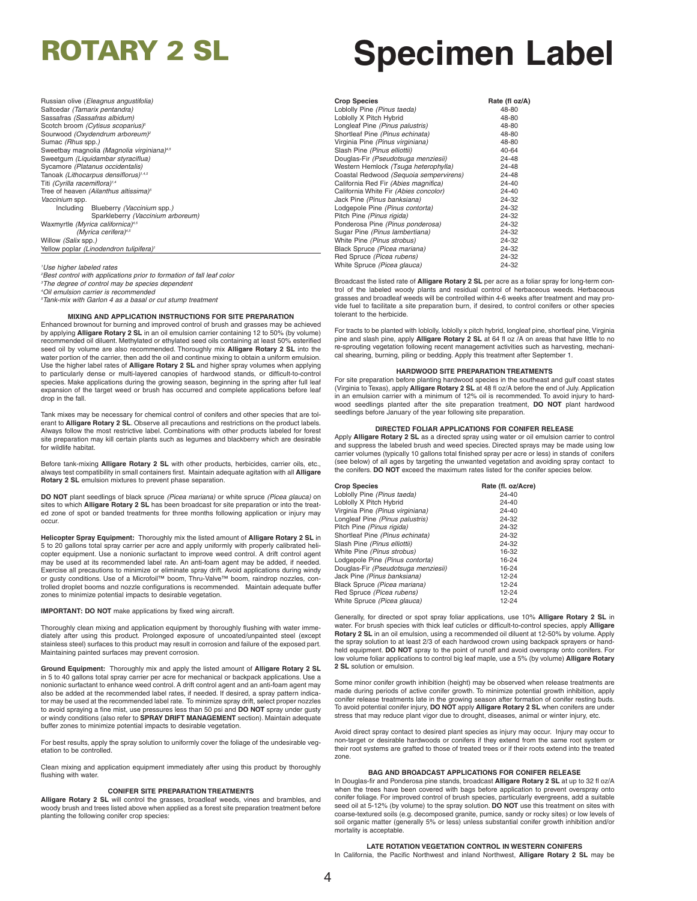# ROTARY 2 SL Specimen Label

Russian olive (*Eleagnus angustifolia)*
Saltcedar *(Tamarix pentandra)*
Sassafras *(Sassafras albidum)*
Scotch broom *(Cytisus scoparius)*[5]
Sourwood *(Oxydendrum arboreum)*[2]
Sumac *(Rhus* spp.*)*
Sweetbay magnolia *(Magnolia virginiana)*[4,5]
Sweetgum *(Liquidambar styraciflua)*
Sycamore *(Platanus occidentalis)*
Tanoak *(Lithocarpus densiflorus)*[1,4,5]
Titi *(Cyrilla racemiflora)*[1,4]
Tree of heaven *(Ailanthus altissima)*[5]
*Vaccinium* spp.
  Including Blueberry *(Vaccinium* spp.*)*
    Sparkleberry *(Vaccinium arboreum)*
Waxmyrtle *(Myrica californica)*[4,5]
  *(Myrica cerifera)*[4,5]
Willow *(Salix* spp.*)*
Yellow poplar *(Linodendron tulipifera)*[1]

[1]*Use higher labeled rates*
[2]*Best control with applications prior to formation of fall leaf color*
[3]*The degree of control may be species dependent*
[4]*Oil emulsion carrier is recommended*
[5]*Tank-mix with Garlon 4 as a basal or cut stump treatment*

### MIXING AND APPLICATION INSTRUCTIONS FOR SITE PREPARATION

Enhanced brownout for burning and improved control of brush and grasses may be achieved by applying **Alligare Rotary 2 SL** in an oil emulsion carrier containing 12 to 50% (by volume) recommended oil diluent. Methylated or ethylated seed oils containing at least 50% esterified seed oil by volume are also recommended. Thoroughly mix **Alligare Rotary 2 SL** into the water portion of the carrier, then add the oil and continue mixing to obtain a uniform emulsion. Use the higher label rates of **Alligare Rotary 2 SL** and higher spray volumes when applying to particularly dense or multi-layered canopies of hardwood stands, or difficult-to-control species. Make applications during the growing season, beginning in the spring after full leaf expansion of the target weed or brush has occurred and complete applications before leaf drop in the fall.

Tank mixes may be necessary for chemical control of conifers and other species that are tolerant to **Alligare Rotary 2 SL**. Observe all precautions and restrictions on the product labels. Always follow the most restrictive label. Combinations with other products labeled for forest site preparation may kill certain plants such as legumes and blackberry which are desirable for wildlife habitat.

Before tank-mixing **Alligare Rotary 2 SL** with other products, herbicides, carrier oils, etc., always test compatibility in small containers first. Maintain adequate agitation with all **Alligare Rotary 2 SL** emulsion mixtures to prevent phase separation.

**DO NOT** plant seedlings of black spruce *(Picea mariana)* or white spruce *(Picea glauca)* on sites to which **Alligare Rotary 2 SL** has been broadcast for site preparation or into the treated zone of spot or banded treatments for three months following application or injury may occur.

**Helicopter Spray Equipment:** Thoroughly mix the listed amount of **Alligare Rotary 2 SL** in 5 to 20 gallons total spray carrier per acre and apply uniformly with properly calibrated helicopter equipment. Use a nonionic surfactant to improve weed control. A drift control agent may be used at its recommended label rate. An anti-foam agent may be added, if needed. Exercise all precautions to minimize or eliminate spray drift. Avoid applications during windy or gusty conditions. Use of a Microfoil™ boom, Thru-Valve™ boom, raindrop nozzles, controlled droplet booms and nozzle configurations is recommended. Maintain adequate buffer zones to minimize potential impacts to desirable vegetation.

**IMPORTANT: DO NOT** make applications by fixed wing aircraft.

Thoroughly clean mixing and application equipment by thoroughly flushing with water immediately after using this product. Prolonged exposure of uncoated/unpainted steel (except stainless steel) surfaces to this product may result in corrosion and failure of the exposed part. Maintaining painted surfaces may prevent corrosion.

**Ground Equipment:** Thoroughly mix and apply the listed amount of **Alligare Rotary 2 SL** in 5 to 40 gallons total spray carrier per acre for mechanical or backpack applications. Use a nonionic surfactant to enhance weed control. A drift control agent and an anti-foam agent may also be added at the recommended label rates, if needed. If desired, a spray pattern indicator may be used at the recommended label rate. To minimize spray drift, select proper nozzles to avoid spraying a fine mist, use pressures less than 50 psi and **DO NOT** spray under gusty or windy conditions (also refer to **SPRAY DRIFT MANAGEMENT** section). Maintain adequate buffer zones to minimize potential impacts to desirable vegetation.

For best results, apply the spray solution to uniformly cover the foliage of the undesirable vegetation to be controlled.

Clean mixing and application equipment immediately after using this product by thoroughly flushing with water.

### CONIFER SITE PREPARATION TREATMENTS

**Alligare Rotary 2 SL** will control the grasses, broadleaf weeds, vines and brambles, and woody brush and trees listed above when applied as a forest site preparation treatment before planting the following conifer crop species:

| Crop Species | Rate (fl oz/A) |
|---|---|
| Loblolly Pine *(Pinus taeda)* | 48-80 |
| Loblolly X Pitch Hybrid | 48-80 |
| Longleaf Pine *(Pinus palustris)* | 48-80 |
| Shortleaf Pine *(Pinus echinata)* | 48-80 |
| Virginia Pine *(Pinus virginiana)* | 48-80 |
| Slash Pine *(Pinus elliottii)* | 40-64 |
| Douglas-Fir *(Pseudotsuga menziesii)* | 24-48 |
| Western Hemlock *(Tsuga heterophylla)* | 24-48 |
| Coastal Redwood *(Sequoia sempervirens)* | 24-48 |
| California Red Fir *(Abies magnifica)* | 24-40 |
| California White Fir *(Abies concolor)* | 24-40 |
| Jack Pine *(Pinus banksiana)* | 24-32 |
| Lodgepole Pine *(Pinus contorta)* | 24-32 |
| Pitch Pine *(Pinus rigida)* | 24-32 |
| Ponderosa Pine *(Pinus ponderosa)* | 24-32 |
| Sugar Pine *(Pinus lambertiana)* | 24-32 |
| White Pine *(Pinus strobus)* | 24-32 |
| Black Spruce *(Picea mariana)* | 24-32 |
| Red Spruce *(Picea rubens)* | 24-32 |
| White Spruce *(Picea glauca)* | 24-32 |

Broadcast the listed rate of **Alligare Rotary 2 SL** per acre as a foliar spray for long-term control of the labeled woody plants and residual control of herbaceous weeds. Herbaceous grasses and broadleaf weeds will be controlled within 4-6 weeks after treatment and may provide fuel to facilitate a site preparation burn, if desired, to control conifers or other species tolerant to the herbicide.

For tracts to be planted with loblolly, loblolly x pitch hybrid, longleaf pine, shortleaf pine, Virginia pine and slash pine, apply **Alligare Rotary 2 SL** at 64 fl oz /A on areas that have little to no re-sprouting vegetation following recent management activities such as harvesting, mechanical shearing, burning, piling or bedding. Apply this treatment after September 1.

### HARDWOOD SITE PREPARATION TREATMENTS

For site preparation before planting hardwood species in the southeast and gulf coast states (Virginia to Texas), apply **Alligare Rotary 2 SL** at 48 fl oz/A before the end of July. Application in an emulsion carrier with a minimum of 12% oil is recommended. To avoid injury to hardwood seedlings planted after the site preparation treatment, **DO NOT** plant hardwood seedlings before January of the year following site preparation.

### DIRECTED FOLIAR APPLICATIONS FOR CONIFER RELEASE

Apply **Alligare Rotary 2 SL** as a directed spray using water or oil emulsion carrier to control and suppress the labeled brush and weed species. Directed sprays may be made using low carrier volumes (typically 10 gallons total finished spray per acre or less) in stands of conifers (see below) of all ages by targeting the unwanted vegetation and avoiding spray contact to the conifers. **DO NOT** exceed the maximum rates listed for the conifer species below.

| Crop Species | Rate (fl. oz/Acre) |
|---|---|
| Loblolly Pine *(Pinus taeda)* | 24-40 |
| Loblolly X Pitch Hybrid | 24-40 |
| Virginia Pine *(Pinus virginiana)* | 24-40 |
| Longleaf Pine *(Pinus palustris)* | 24-32 |
| Pitch Pine *(Pinus rigida)* | 24-32 |
| Shortleaf Pine *(Pinus echinata)* | 24-32 |
| Slash Pine *(Pinus elliottii)* | 24-32 |
| White Pine *(Pinus strobus)* | 16-32 |
| Lodgepole Pine *(Pinus contorta)* | 16-24 |
| Douglas-Fir *(Pseudotsuga menziesii)* | 16-24 |
| Jack Pine *(Pinus banksiana)* | 12-24 |
| Black Spruce *(Picea mariana)* | 12-24 |
| Red Spruce *(Picea rubens)* | 12-24 |
| White Spruce *(Picea glauca)* | 12-24 |

Generally, for directed or spot spray foliar applications, use 10% **Alligare Rotary 2 SL** in water. For brush species with thick leaf cuticles or difficult-to-control species, apply **Alligare Rotary 2 SL** in an oil emulsion, using a recommended oil diluent at 12-50% by volume. Apply the spray solution to at least 2/3 of each hardwood crown using backpack sprayers or handheld equipment. **DO NOT** spray to the point of runoff and avoid overspray onto conifers. For low volume foliar applications to control big leaf maple, use a 5% (by volume) **Alligare Rotary 2 SL** solution or emulsion.

Some minor conifer growth inhibition (height) may be observed when release treatments are made during periods of active conifer growth. To minimize potential growth inhibition, apply conifer release treatments late in the growing season after formation of conifer resting buds. To avoid potential conifer injury, **DO NOT** apply **Alligare Rotary 2 SL** when conifers are under stress that may reduce plant vigor due to drought, diseases, animal or winter injury, etc.

Avoid direct spray contact to desired plant species as injury may occur. Injury may occur to non-target or desirable hardwoods or conifers if they extend from the same root system or their root systems are grafted to those of treated trees or if their roots extend into the treated zone.

### BAG AND BROADCAST APPLICATIONS FOR CONIFER RELEASE

In Douglas-fir and Ponderosa pine stands, broadcast **Alligare Rotary 2 SL** at up to 32 fl oz/A when the trees have been covered with bags before application to prevent overspray onto conifer foliage. For improved control of brush species, particularly evergreens, add a suitable seed oil at 5-12% (by volume) to the spray solution. **DO NOT** use this treatment on sites with coarse-textured soils (e.g. decomposed granite, pumice, sandy or rocky sites) or low levels of soil organic matter (generally 5% or less) unless substantial conifer growth inhibition and/or mortality is acceptable.

### LATE ROTATION VEGETATION CONTROL IN WESTERN CONIFERS

In California, the Pacific Northwest and inland Northwest, **Alligare Rotary 2 SL** may be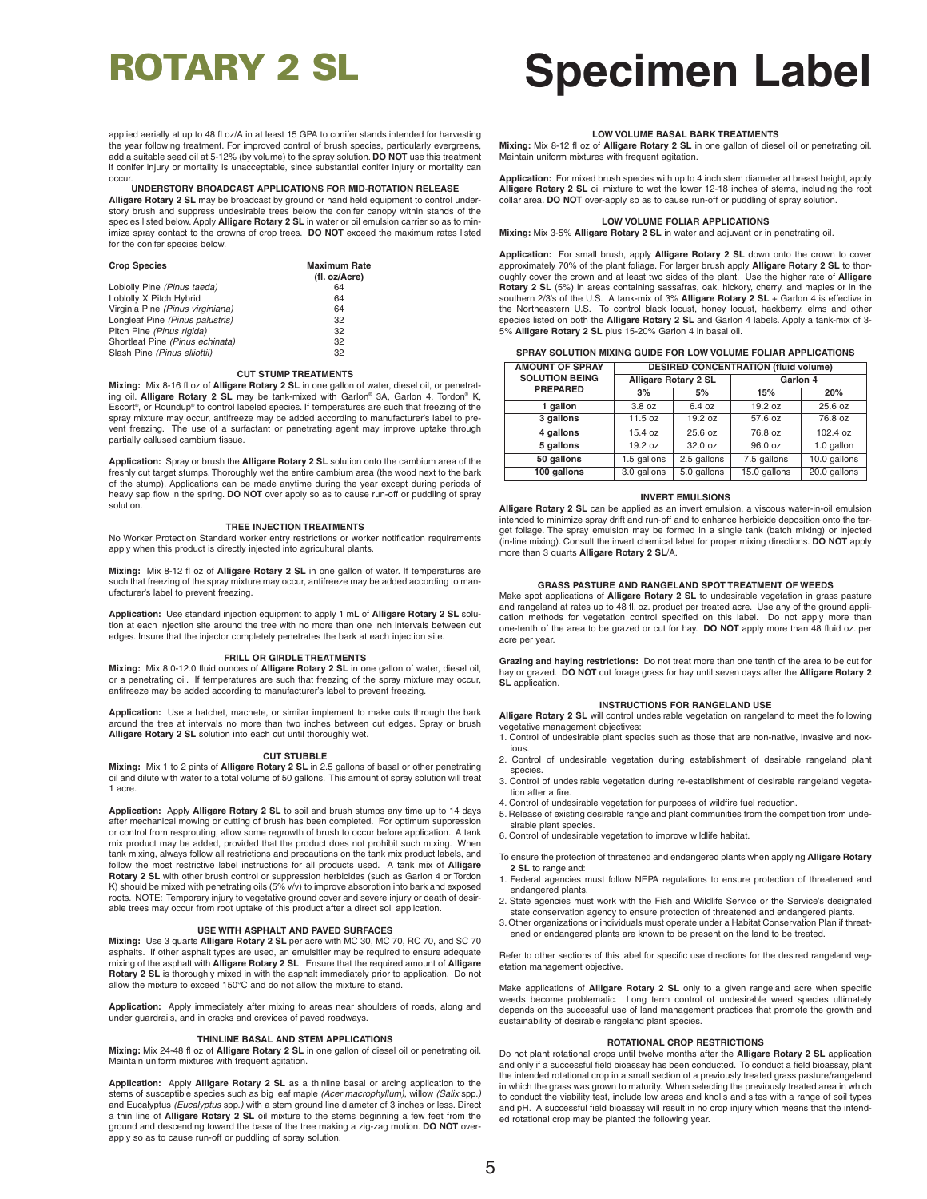# ROTARY 2 SL

# Specimen Label

applied aerially at up to 48 fl oz/A in at least 15 GPA to conifer stands intended for harvesting the year following treatment. For improved control of brush species, particularly evergreens, add a suitable seed oil at 5-12% (by volume) to the spray solution. **DO NOT** use this treatment if conifer injury or mortality is unacceptable, since substantial conifer injury or mortality can occur.

### UNDERSTORY BROADCAST APPLICATIONS FOR MID-ROTATION RELEASE

**Alligare Rotary 2 SL** may be broadcast by ground or hand held equipment to control understory brush and suppress undesirable trees below the conifer canopy within stands of the species listed below. Apply **Alligare Rotary 2 SL** in water or oil emulsion carrier so as to minimize spray contact to the crowns of crop trees. **DO NOT** exceed the maximum rates listed for the conifer species below.

| Crop Species | Maximum Rate (fl. oz/Acre) |
|---|---|
| Loblolly Pine *(Pinus taeda)* | 64 |
| Loblolly X Pitch Hybrid | 64 |
| Virginia Pine *(Pinus virginiana)* | 64 |
| Longleaf Pine *(Pinus palustris)* | 32 |
| Pitch Pine *(Pinus rigida)* | 32 |
| Shortleaf Pine *(Pinus echinata)* | 32 |
| Slash Pine *(Pinus elliottii)* | 32 |

### CUT STUMP TREATMENTS

**Mixing:** Mix 8-16 fl oz of **Alligare Rotary 2 SL** in one gallon of water, diesel oil, or penetrating oil. **Alligare Rotary 2 SL** may be tank-mixed with Garlon® 3A, Garlon 4, Tordon® K, Escort®, or Roundup® to control labeled species. If temperatures are such that freezing of the spray mixture may occur, antifreeze may be added according to manufacturer's label to prevent freezing. The use of a surfactant or penetrating agent may improve uptake through partially callused cambium tissue.

**Application:** Spray or brush the **Alligare Rotary 2 SL** solution onto the cambium area of the freshly cut target stumps. Thoroughly wet the entire cambium area (the wood next to the bark of the stump). Applications can be made anytime during the year except during periods of heavy sap flow in the spring. **DO NOT** over apply so as to cause run-off or puddling of spray solution.

### TREE INJECTION TREATMENTS

No Worker Protection Standard worker entry restrictions or worker notification requirements apply when this product is directly injected into agricultural plants.

**Mixing:** Mix 8-12 fl oz of **Alligare Rotary 2 SL** in one gallon of water. If temperatures are such that freezing of the spray mixture may occur, antifreeze may be added according to manufacturer's label to prevent freezing.

**Application:** Use standard injection equipment to apply 1 mL of **Alligare Rotary 2 SL** solution at each injection site around the tree with no more than one inch intervals between cut edges. Insure that the injector completely penetrates the bark at each injection site.

### FRILL OR GIRDLE TREATMENTS

**Mixing:** Mix 8.0-12.0 fluid ounces of **Alligare Rotary 2 SL** in one gallon of water, diesel oil, or a penetrating oil. If temperatures are such that freezing of the spray mixture may occur, antifreeze may be added according to manufacturer's label to prevent freezing.

**Application:** Use a hatchet, machete, or similar implement to make cuts through the bark around the tree at intervals no more than two inches between cut edges. Spray or brush **Alligare Rotary 2 SL** solution into each cut until thoroughly wet.

### CUT STUBBLE

**Mixing:** Mix 1 to 2 pints of **Alligare Rotary 2 SL** in 2.5 gallons of basal or other penetrating oil and dilute with water to a total volume of 50 gallons. This amount of spray solution will treat 1 acre.

**Application:** Apply **Alligare Rotary 2 SL** to soil and brush stumps any time up to 14 days after mechanical mowing or cutting of brush has been completed. For optimum suppression or control from resprouting, allow some regrowth of brush to occur before application. A tank mix product may be added, provided that the product does not prohibit such mixing. When tank mixing, always follow all restrictions and precautions on the tank mix product labels, and follow the most restrictive label instructions for all products used. A tank mix of **Alligare Rotary 2 SL** with other brush control or suppression herbicides (such as Garlon 4 or Tordon K) should be mixed with penetrating oils (5% v/v) to improve absorption into bark and exposed roots. NOTE: Temporary injury to vegetative ground cover and severe injury or death of desirable trees may occur from root uptake of this product after a direct soil application.

### USE WITH ASPHALT AND PAVED SURFACES

**Mixing:** Use 3 quarts **Alligare Rotary 2 SL** per acre with MC 30, MC 70, RC 70, and SC 70 asphalts. If other asphalt types are used, an emulsifier may be required to ensure adequate mixing of the asphalt with **Alligare Rotary 2 SL**. Ensure that the required amount of **Alligare Rotary 2 SL** is thoroughly mixed in with the asphalt immediately prior to application. Do not allow the mixture to exceed 150°C and do not allow the mixture to stand.

**Application:** Apply immediately after mixing to areas near shoulders of roads, along and under guardrails, and in cracks and crevices of paved roadways.

### THINLINE BASAL AND STEM APPLICATIONS

**Mixing:** Mix 24-48 fl oz of **Alligare Rotary 2 SL** in one gallon of diesel oil or penetrating oil. Maintain uniform mixtures with frequent agitation.

**Application:** Apply **Alligare Rotary 2 SL** as a thinline basal or arcing application to the stems of susceptible species such as big leaf maple *(Acer macrophyllum)*, willow *(Salix* spp.*)* and Eucalyptus *(Eucalyptus* spp.*)* with a stem ground line diameter of 3 inches or less. Direct a thin line of **Alligare Rotary 2 SL** oil mixture to the stems beginning a few feet from the ground and descending toward the base of the tree making a zig-zag motion. **DO NOT** overapply so as to cause run-off or puddling of spray solution.

### LOW VOLUME BASAL BARK TREATMENTS

**Mixing:** Mix 8-12 fl oz of **Alligare Rotary 2 SL** in one gallon of diesel oil or penetrating oil. Maintain uniform mixtures with frequent agitation.

**Application:** For mixed brush species with up to 4 inch stem diameter at breast height, apply **Alligare Rotary 2 SL** oil mixture to wet the lower 12-18 inches of stems, including the root collar area. **DO NOT** over-apply so as to cause run-off or puddling of spray solution.

### LOW VOLUME FOLIAR APPLICATIONS

**Mixing:** Mix 3-5% **Alligare Rotary 2 SL** in water and adjuvant or in penetrating oil.

**Application:** For small brush, apply **Alligare Rotary 2 SL** down onto the crown to cover approximately 70% of the plant foliage. For larger brush apply **Alligare Rotary 2 SL** to thoroughly cover the crown and at least two sides of the plant. Use the higher rate of **Alligare Rotary 2 SL** (5%) in areas containing sassafras, oak, hickory, cherry, and maples or in the southern 2/3's of the U.S. A tank-mix of 3% **Alligare Rotary 2 SL** + Garlon 4 is effective in the Northeastern U.S. To control black locust, honey locust, hackberry, elms and other species listed on both the **Alligare Rotary 2 SL** and Garlon 4 labels. Apply a tank-mix of 3-5% **Alligare Rotary 2 SL** plus 15-20% Garlon 4 in basal oil.

### SPRAY SOLUTION MIXING GUIDE FOR LOW VOLUME FOLIAR APPLICATIONS

| AMOUNT OF SPRAY SOLUTION BEING PREPARED | DESIRED CONCENTRATION (fluid volume) | | | |
|---|---|---|---|---|
| | Alligare Rotary 2 SL | | Garlon 4 | |
| | 3% | 5% | 15% | 20% |
| 1 gallon | 3.8 oz | 6.4 oz | 19.2 oz | 25.6 oz |
| 3 gallons | 11.5 oz | 19.2 oz | 57.6 oz | 76.8 oz |
| 4 gallons | 15.4 oz | 25.6 oz | 76.8 oz | 102.4 oz |
| 5 gallons | 19.2 oz | 32.0 oz | 96.0 oz | 1.0 gallon |
| 50 gallons | 1.5 gallons | 2.5 gallons | 7.5 gallons | 10.0 gallons |
| 100 gallons | 3.0 gallons | 5.0 gallons | 15.0 gallons | 20.0 gallons |

### INVERT EMULSIONS

**Alligare Rotary 2 SL** can be applied as an invert emulsion, a viscous water-in-oil emulsion intended to minimize spray drift and run-off and to enhance herbicide deposition onto the target foliage. The spray emulsion may be formed in a single tank (batch mixing) or injected (in-line mixing). Consult the invert chemical label for proper mixing directions. **DO NOT** apply more than 3 quarts **Alligare Rotary 2 SL**/A.

### GRASS PASTURE AND RANGELAND SPOT TREATMENT OF WEEDS

Make spot applications of **Alligare Rotary 2 SL** to undesirable vegetation in grass pasture and rangeland at rates up to 48 fl. oz. product per treated acre. Use any of the ground application methods for vegetation control specified on this label. Do not apply more than one-tenth of the area to be grazed or cut for hay. **DO NOT** apply more than 48 fluid oz. per acre per year.

**Grazing and haying restrictions:** Do not treat more than one tenth of the area to be cut for hay or grazed. **DO NOT** cut forage grass for hay until seven days after the **Alligare Rotary 2 SL** application.

### INSTRUCTIONS FOR RANGELAND USE

**Alligare Rotary 2 SL** will control undesirable vegetation on rangeland to meet the following vegetative management objectives:

1. Control of undesirable plant species such as those that are non-native, invasive and noxious.
2. Control of undesirable vegetation during establishment of desirable rangeland plant species.
3. Control of undesirable vegetation during re-establishment of desirable rangeland vegetation after a fire.
4. Control of undesirable vegetation for purposes of wildfire fuel reduction.
5. Release of existing desirable rangeland plant communities from the competition from undesirable plant species.
6. Control of undesirable vegetation to improve wildlife habitat.

To ensure the protection of threatened and endangered plants when applying **Alligare Rotary 2 SL** to rangeland:

1. Federal agencies must follow NEPA regulations to ensure protection of threatened and endangered plants.
2. State agencies must work with the Fish and Wildlife Service or the Service's designated state conservation agency to ensure protection of threatened and endangered plants.
3. Other organizations or individuals must operate under a Habitat Conservation Plan if threatened or endangered plants are known to be present on the land to be treated.

Refer to other sections of this label for specific use directions for the desired rangeland vegetation management objective.

Make applications of **Alligare Rotary 2 SL** only to a given rangeland acre when specific weeds become problematic. Long term control of undesirable weed species ultimately depends on the successful use of land management practices that promote the growth and sustainability of desirable rangeland plant species.

### ROTATIONAL CROP RESTRICTIONS

Do not plant rotational crops until twelve months after the **Alligare Rotary 2 SL** application and only if a successful field bioassay has been conducted. To conduct a field bioassay, plant the intended rotational crop in a small section of a previously treated grass pasture/rangeland in which the grass was grown to maturity. When selecting the previously treated area in which to conduct the viability test, include low areas and knolls and sites with a range of soil types and pH. A successful field bioassay will result in no crop injury which means that the intended rotational crop may be planted the following year.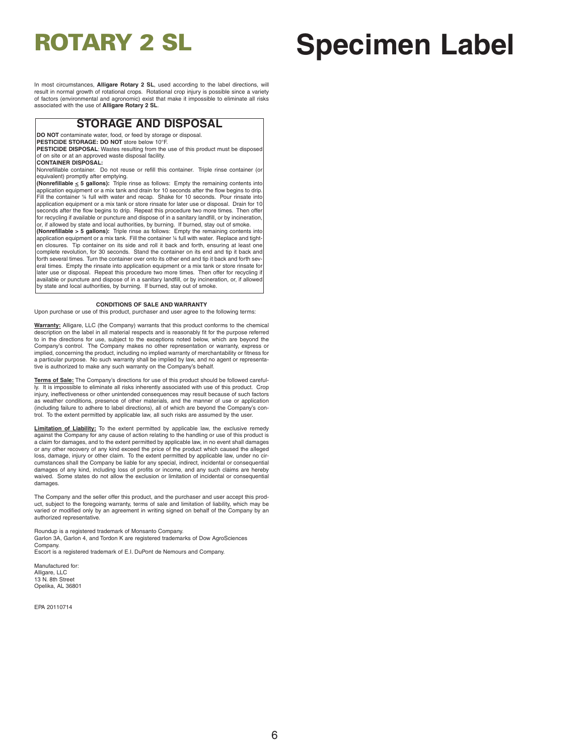# ROTARY 2 SL Specimen Label

In most circumstances, **Alligare Rotary 2 SL**, used according to the label directions, will result in normal growth of rotational crops. Rotational crop injury is possible since a variety of factors (environmental and agronomic) exist that make it impossible to eliminate all risks associated with the use of **Alligare Rotary 2 SL**.

## STORAGE AND DISPOSAL

**DO NOT** contaminate water, food, or feed by storage or disposal.

**PESTICIDE STORAGE: DO NOT** store below 10°F.

**PESTICIDE DISPOSAL**: Wastes resulting from the use of this product must be disposed of on site or at an approved waste disposal facility.

**CONTAINER DISPOSAL:**

Nonrefillable container. Do not reuse or refill this container. Triple rinse container (or equivalent) promptly after emptying.

**(Nonrefillable ≤ 5 gallons):** Triple rinse as follows: Empty the remaining contents into application equipment or a mix tank and drain for 10 seconds after the flow begins to drip. Fill the container ¼ full with water and recap. Shake for 10 seconds. Pour rinsate into application equipment or a mix tank or store rinsate for later use or disposal. Drain for 10 seconds after the flow begins to drip. Repeat this procedure two more times. Then offer for recycling if available or puncture and dispose of in a sanitary landfill, or by incineration, or, if allowed by state and local authorities, by burning. If burned, stay out of smoke.

**(Nonrefillable > 5 gallons):** Triple rinse as follows: Empty the remaining contents into application equipment or a mix tank. Fill the container ¼ full with water. Replace and tighten closures. Tip container on its side and roll it back and forth, ensuring at least one complete revolution, for 30 seconds. Stand the container on its end and tip it back and forth several times. Turn the container over onto its other end and tip it back and forth several times. Empty the rinsate into application equipment or a mix tank or store rinsate for later use or disposal. Repeat this procedure two more times. Then offer for recycling if available or puncture and dispose of in a sanitary landfill, or by incineration, or, if allowed by state and local authorities, by burning. If burned, stay out of smoke.

**CONDITIONS OF SALE AND WARRANTY**

Upon purchase or use of this product, purchaser and user agree to the following terms:

**Warranty:** Alligare, LLC (the Company) warrants that this product conforms to the chemical description on the label in all material respects and is reasonably fit for the purpose referred to in the directions for use, subject to the exceptions noted below, which are beyond the Company's control. The Company makes no other representation or warranty, express or implied, concerning the product, including no implied warranty of merchantability or fitness for a particular purpose. No such warranty shall be implied by law, and no agent or representative is authorized to make any such warranty on the Company's behalf.

**Terms of Sale:** The Company's directions for use of this product should be followed carefully. It is impossible to eliminate all risks inherently associated with use of this product. Crop injury, ineffectiveness or other unintended consequences may result because of such factors as weather conditions, presence of other materials, and the manner of use or application (including failure to adhere to label directions), all of which are beyond the Company's control. To the extent permitted by applicable law, all such risks are assumed by the user.

**Limitation of Liability:** To the extent permitted by applicable law, the exclusive remedy against the Company for any cause of action relating to the handling or use of this product is a claim for damages, and to the extent permitted by applicable law, in no event shall damages or any other recovery of any kind exceed the price of the product which caused the alleged loss, damage, injury or other claim. To the extent permitted by applicable law, under no circumstances shall the Company be liable for any special, indirect, incidental or consequential damages of any kind, including loss of profits or income, and any such claims are hereby waived. Some states do not allow the exclusion or limitation of incidental or consequential damages.

The Company and the seller offer this product, and the purchaser and user accept this product, subject to the foregoing warranty, terms of sale and limitation of liability, which may be varied or modified only by an agreement in writing signed on behalf of the Company by an authorized representative.

Roundup is a registered trademark of Monsanto Company.
Garlon 3A, Garlon 4, and Tordon K are registered trademarks of Dow AgroSciences Company.
Escort is a registered trademark of E.I. DuPont de Nemours and Company.

Manufactured for:
Alligare, LLC
13 N. 8th Street
Opelika, AL 36801

EPA 20110714